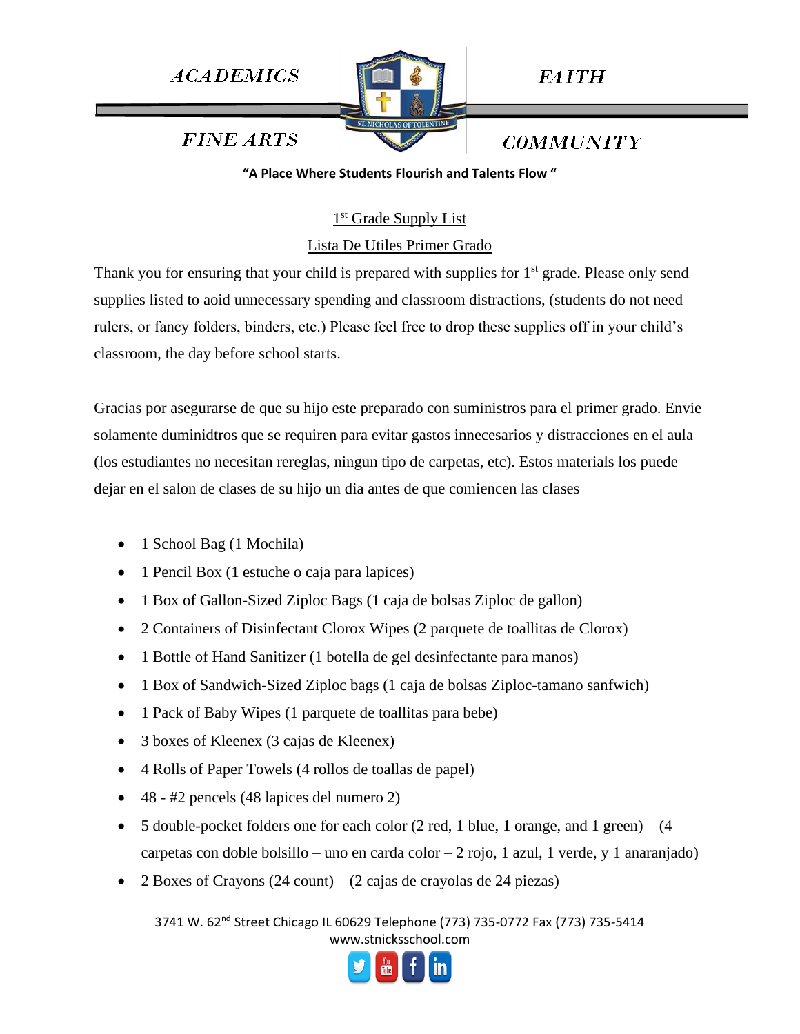ACADEMICS | FAITH

FINE ARTS | COMMUNITY

ST. NICHOLAS OF TOLENTINE

**"A Place Where Students Flourish and Talents Flow "**

## 1st Grade Supply List

## Lista De Utiles Primer Grado

Thank you for ensuring that your child is prepared with supplies for 1st grade. Please only send supplies listed to aoid unnecessary spending and classroom distractions, (students do not need rulers, or fancy folders, binders, etc.) Please feel free to drop these supplies off in your child's classroom, the day before school starts.

Gracias por asegurarse de que su hijo este preparado con suministros para el primer grado. Envie solamente duminidtros que se requiren para evitar gastos innecesarios y distracciones en el aula (los estudiantes no necesitan rereglas, ningun tipo de carpetas, etc). Estos materials los puede dejar en el salon de clases de su hijo un dia antes de que comiencen las clases

- 1 School Bag (1 Mochila)
- 1 Pencil Box (1 estuche o caja para lapices)
- 1 Box of Gallon-Sized Ziploc Bags (1 caja de bolsas Ziploc de gallon)
- 2 Containers of Disinfectant Clorox Wipes (2 parquete de toallitas de Clorox)
- 1 Bottle of Hand Sanitizer (1 botella de gel desinfectante para manos)
- 1 Box of Sandwich-Sized Ziploc bags (1 caja de bolsas Ziploc-tamano sanfwich)
- 1 Pack of Baby Wipes (1 parquete de toallitas para bebe)
- 3 boxes of Kleenex (3 cajas de Kleenex)
- 4 Rolls of Paper Towels (4 rollos de toallas de papel)
- 48 - #2 pencels (48 lapices del numero 2)
- 5 double-pocket folders one for each color (2 red, 1 blue, 1 orange, and 1 green) – (4 carpetas con doble bolsillo – uno en carda color – 2 rojo, 1 azul, 1 verde, y 1 anaranjado)
- 2 Boxes of Crayons (24 count) – (2 cajas de crayolas de 24 piezas)

3741 W. 62nd Street Chicago IL 60629 Telephone (773) 735-0772 Fax (773) 735-5414
www.stnicksschool.com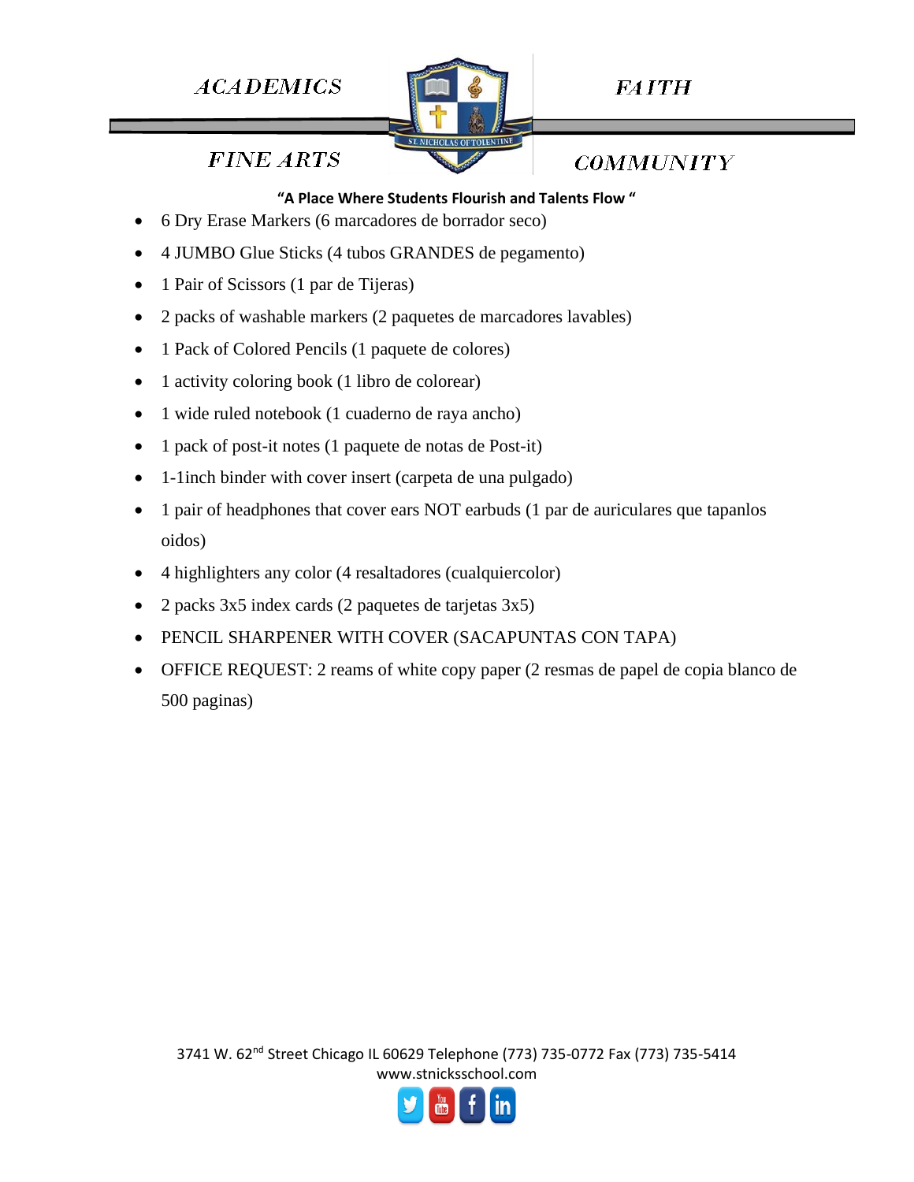ACADEMICS | FAITH

FINE ARTS | COMMUNITY

**"A Place Where Students Flourish and Talents Flow "**

- 6 Dry Erase Markers (6 marcadores de borrador seco)
- 4 JUMBO Glue Sticks (4 tubos GRANDES de pegamento)
- 1 Pair of Scissors (1 par de Tijeras)
- 2 packs of washable markers (2 paquetes de marcadores lavables)
- 1 Pack of Colored Pencils (1 paquete de colores)
- 1 activity coloring book (1 libro de colorear)
- 1 wide ruled notebook (1 cuaderno de raya ancho)
- 1 pack of post-it notes (1 paquete de notas de Post-it)
- 1-1inch binder with cover insert (carpeta de una pulgado)
- 1 pair of headphones that cover ears NOT earbuds (1 par de auriculares que tapanlos oidos)
- 4 highlighters any color (4 resaltadores (cualquiercolor)
- 2 packs 3x5 index cards (2 paquetes de tarjetas 3x5)
- PENCIL SHARPENER WITH COVER (SACAPUNTAS CON TAPA)
- OFFICE REQUEST: 2 reams of white copy paper (2 resmas de papel de copia blanco de 500 paginas)

3741 W. 62nd Street Chicago IL 60629 Telephone (773) 735-0772 Fax (773) 735-5414
www.stnicksschool.com